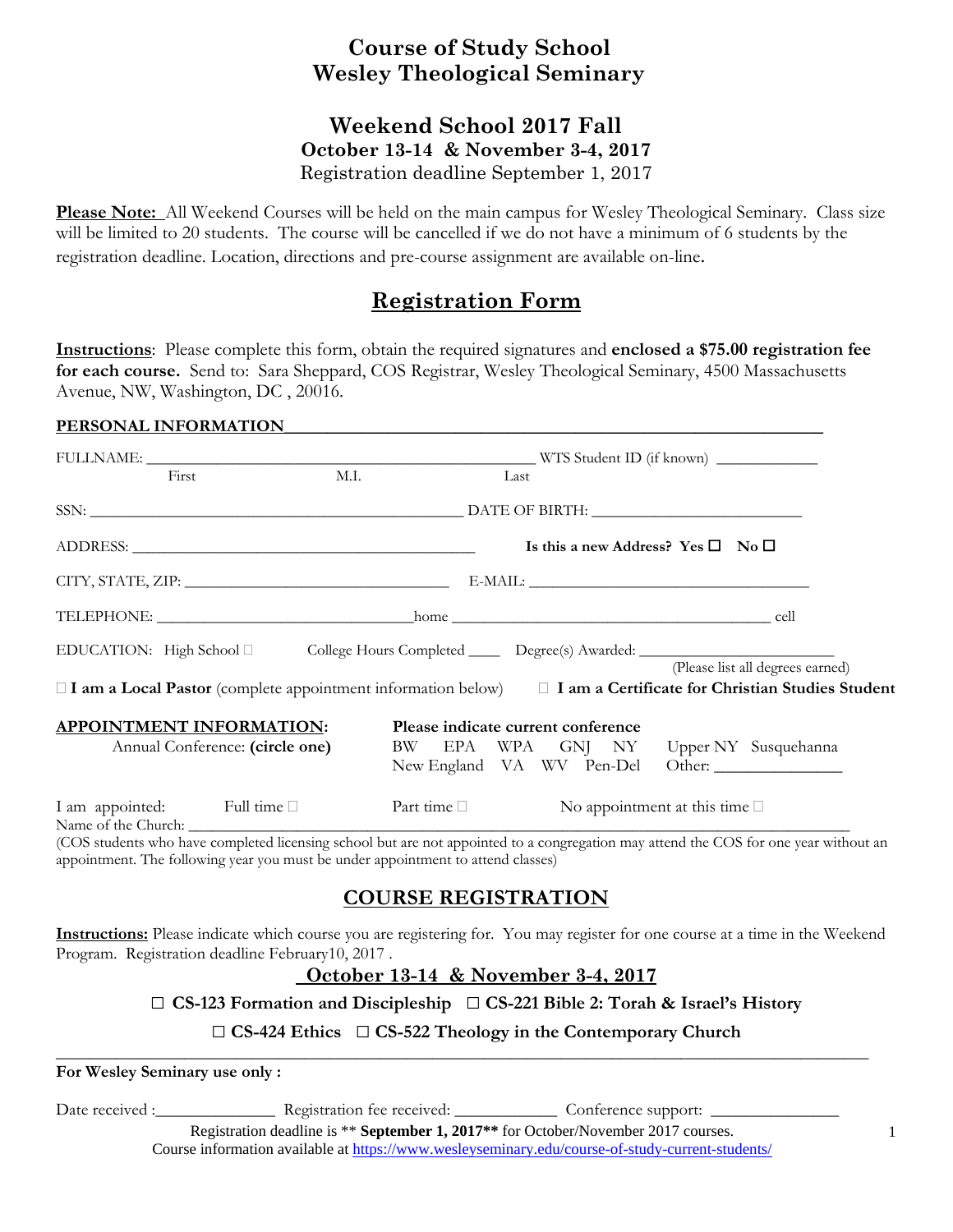# Course of Study School
# Wesley Theological Seminary

## Weekend School 2017 Fall
### October 13-14 & November 3-4, 2017
Registration deadline September 1, 2017

**Please Note:** All Weekend Courses will be held on the main campus for Wesley Theological Seminary. Class size will be limited to 20 students. The course will be cancelled if we do not have a minimum of 6 students by the registration deadline. Location, directions and pre-course assignment are available on-line.

## Registration Form

**Instructions**: Please complete this form, obtain the required signatures and **enclosed a $75.00 registration fee for each course.** Send to: Sara Sheppard, COS Registrar, Wesley Theological Seminary, 4500 Massachusetts Avenue, NW, Washington, DC , 20016.

**PERSONAL INFORMATION**

FULLNAME: ______________________________ WTS Student ID (if known) __________
First M.I. Last

SSN: ______________________________ DATE OF BIRTH: ____________________

ADDRESS: ______________________________ **Is this a new Address? Yes ☐ No ☐**

CITY, STATE, ZIP: ______________________ E-MAIL: ______________________

TELEPHONE: ______________________home ______________________ cell

EDUCATION: High School ☐ College Hours Completed ____ Degree(s) Awarded: ____________________
(Please list all degrees earned)

☐ **I am a Local Pastor** (complete appointment information below) ☐ **I am a Certificate for Christian Studies Student**

**APPOINTMENT INFORMATION:**
Annual Conference: **(circle one)**

**Please indicate current conference**
BW EPA WPA GNJ NY Upper NY Susquehanna
New England VA WV Pen-Del Other: ____________

I am appointed: Full time ☐ Part time ☐ No appointment at this time ☐

Name of the Church: ______________________________

(COS students who have completed licensing school but are not appointed to a congregation may attend the COS for one year without an appointment. The following year you must be under appointment to attend classes)

## COURSE REGISTRATION

**Instructions:** Please indicate which course you are registering for. You may register for one course at a time in the Weekend Program. Registration deadline February10, 2017 .

**October 13-14 & November 3-4, 2017**

☐ **CS-123 Formation and Discipleship** ☐ **CS-221 Bible 2: Torah & Israel's History**

☐ **CS-424 Ethics** ☐ **CS-522 Theology in the Contemporary Church**

---

**For Wesley Seminary use only :**

Date received :______________ Registration fee received: ____________ Conference support: ______________

Registration deadline is ** **September 1, 2017**** for October/November 2017 courses.
Course information available at https://www.wesleyseminary.edu/course-of-study-current-students/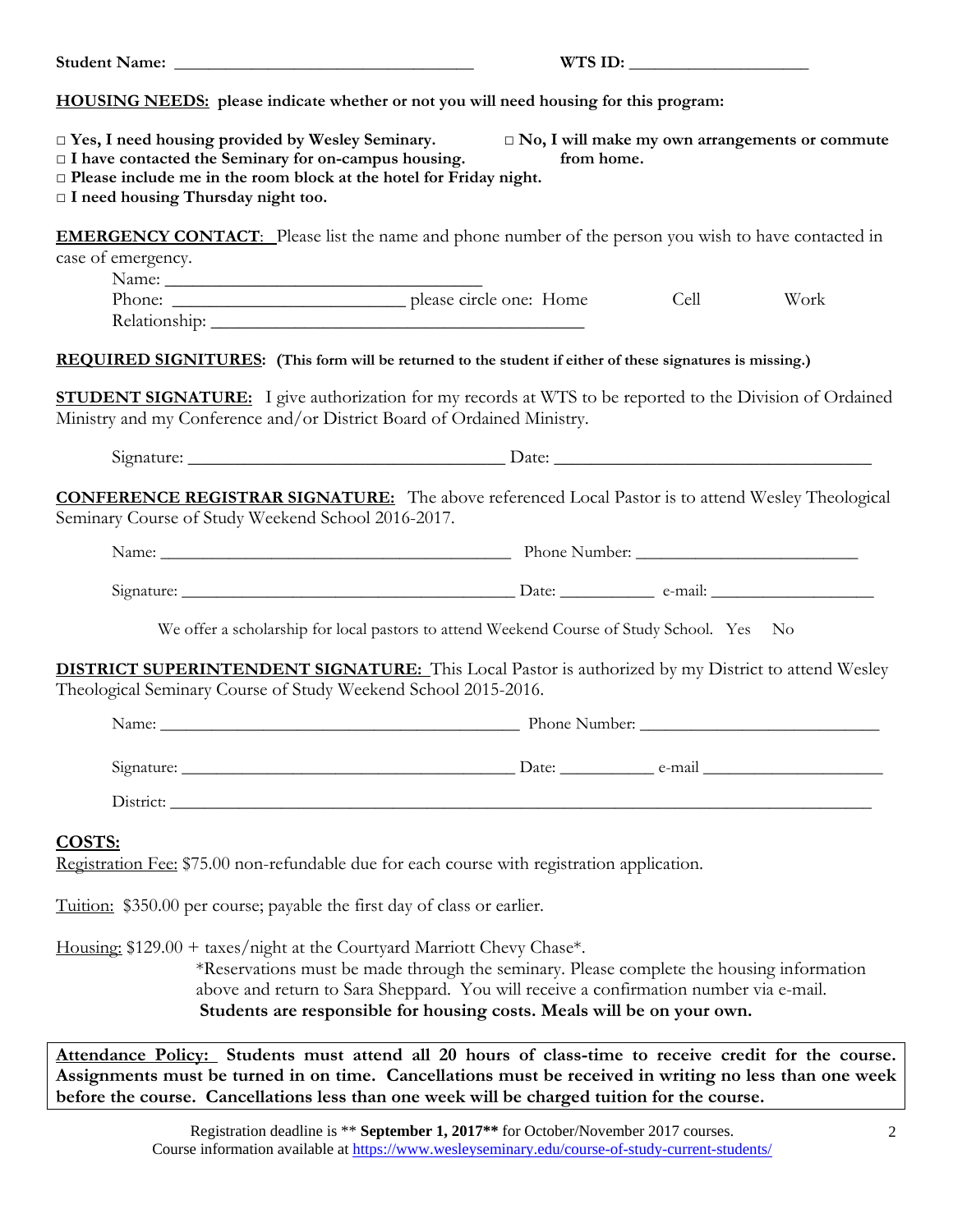**Student Name:** ___________________________________ **WTS ID:** ____________________

**HOUSING NEEDS: please indicate whether or not you will need housing for this program:**

**□ Yes, I need housing provided by Wesley Seminary.**
**□ I have contacted the Seminary for on-campus housing.**
**□ Please include me in the room block at the hotel for Friday night.**
**□ I need housing Thursday night too.**

**□ No, I will make my own arrangements or commute from home.**

**EMERGENCY CONTACT**: Please list the name and phone number of the person you wish to have contacted in case of emergency.

Name: ___________________________________
Phone: _________________________ please circle one: Home Cell Work
Relationship: __________________________________________

**REQUIRED SIGNITURES: (This form will be returned to the student if either of these signatures is missing.)**

**STUDENT SIGNATURE:** I give authorization for my records at WTS to be reported to the Division of Ordained Ministry and my Conference and/or District Board of Ordained Ministry.

Signature: ___________________________________ Date: ___________________________________

**CONFERENCE REGISTRAR SIGNATURE:** The above referenced Local Pastor is to attend Wesley Theological Seminary Course of Study Weekend School 2016-2017.

Name: __________________________________________ Phone Number: __________________________

Signature: _______________________________________ Date: ___________ e-mail: ___________________

We offer a scholarship for local pastors to attend Weekend Course of Study School. Yes No

**DISTRICT SUPERINTENDENT SIGNATURE:** This Local Pastor is authorized by my District to attend Wesley Theological Seminary Course of Study Weekend School 2015-2016.

Name: ___________________________________________ Phone Number: ____________________________

Signature: _______________________________________ Date: ___________ e-mail _____________________

District: ____________________________________________________________________________________

## COSTS:

Registration Fee: $75.00 non-refundable due for each course with registration application.

Tuition: $350.00 per course; payable the first day of class or earlier.

Housing: $129.00 + taxes/night at the Courtyard Marriott Chevy Chase*.
*Reservations must be made through the seminary. Please complete the housing information above and return to Sara Sheppard. You will receive a confirmation number via e-mail.
**Students are responsible for housing costs. Meals will be on your own.**

**Attendance Policy: Students must attend all 20 hours of class-time to receive credit for the course. Assignments must be turned in on time. Cancellations must be received in writing no less than one week before the course. Cancellations less than one week will be charged tuition for the course.**

Registration deadline is ** **September 1, 2017**** for October/November 2017 courses.
Course information available at https://www.wesleyseminary.edu/course-of-study-current-students/